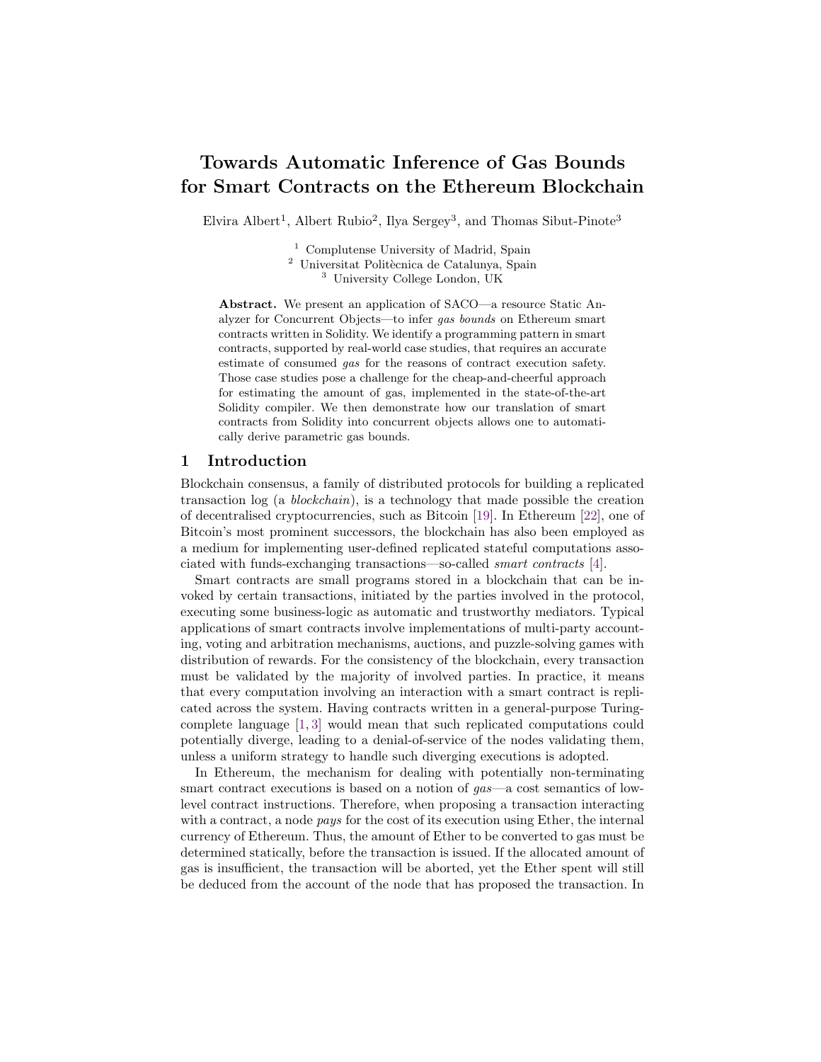# Towards Automatic Inference of Gas Bounds for Smart Contracts on the Ethereum Blockchain

Elvira Albert[1], Albert Rubio[2], Ilya Sergey[3], and Thomas Sibut-Pinote[3]

[1] Complutense University of Madrid, Spain
[2] Universitat Politècnica de Catalunya, Spain
[3] University College London, UK

**Abstract.** We present an application of SACO—a resource Static Analyzer for Concurrent Objects—to infer *gas bounds* on Ethereum smart contracts written in Solidity. We identify a programming pattern in smart contracts, supported by real-world case studies, that requires an accurate estimate of consumed *gas* for the reasons of contract execution safety. Those case studies pose a challenge for the cheap-and-cheerful approach for estimating the amount of gas, implemented in the state-of-the-art Solidity compiler. We then demonstrate how our translation of smart contracts from Solidity into concurrent objects allows one to automatically derive parametric gas bounds.

## 1 Introduction

Blockchain consensus, a family of distributed protocols for building a replicated transaction log (a *blockchain*), is a technology that made possible the creation of decentralised cryptocurrencies, such as Bitcoin [19]. In Ethereum [22], one of Bitcoin's most prominent successors, the blockchain has also been employed as a medium for implementing user-defined replicated stateful computations associated with funds-exchanging transactions—so-called *smart contracts* [4].

Smart contracts are small programs stored in a blockchain that can be invoked by certain transactions, initiated by the parties involved in the protocol, executing some business-logic as automatic and trustworthy mediators. Typical applications of smart contracts involve implementations of multi-party accounting, voting and arbitration mechanisms, auctions, and puzzle-solving games with distribution of rewards. For the consistency of the blockchain, every transaction must be validated by the majority of involved parties. In practice, it means that every computation involving an interaction with a smart contract is replicated across the system. Having contracts written in a general-purpose Turing-complete language [1, 3] would mean that such replicated computations could potentially diverge, leading to a denial-of-service of the nodes validating them, unless a uniform strategy to handle such diverging executions is adopted.

In Ethereum, the mechanism for dealing with potentially non-terminating smart contract executions is based on a notion of *gas*—a cost semantics of low-level contract instructions. Therefore, when proposing a transaction interacting with a contract, a node *pays* for the cost of its execution using Ether, the internal currency of Ethereum. Thus, the amount of Ether to be converted to gas must be determined statically, before the transaction is issued. If the allocated amount of gas is insufficient, the transaction will be aborted, yet the Ether spent will still be deduced from the account of the node that has proposed the transaction. In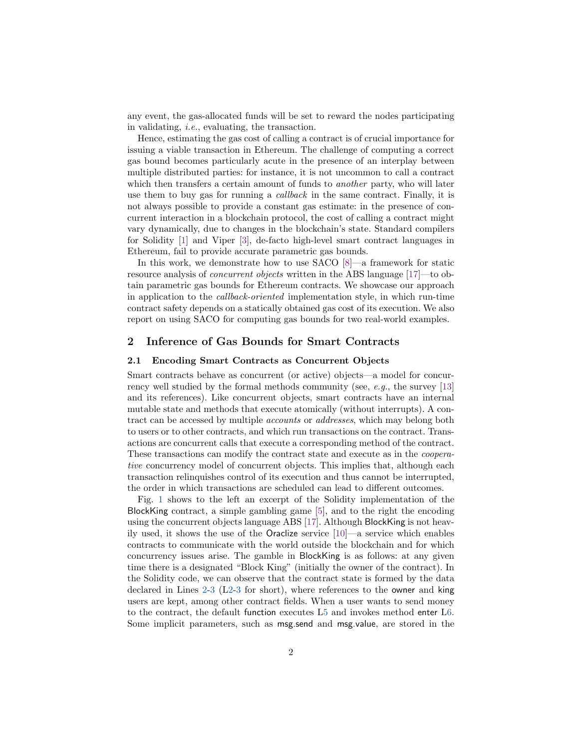any event, the gas-allocated funds will be set to reward the nodes participating in validating, *i.e.*, evaluating, the transaction.

Hence, estimating the gas cost of calling a contract is of crucial importance for issuing a viable transaction in Ethereum. The challenge of computing a correct gas bound becomes particularly acute in the presence of an interplay between multiple distributed parties: for instance, it is not uncommon to call a contract which then transfers a certain amount of funds to *another* party, who will later use them to buy gas for running a *callback* in the same contract. Finally, it is not always possible to provide a constant gas estimate: in the presence of concurrent interaction in a blockchain protocol, the cost of calling a contract might vary dynamically, due to changes in the blockchain's state. Standard compilers for Solidity [1] and Viper [3], de-facto high-level smart contract languages in Ethereum, fail to provide accurate parametric gas bounds.

In this work, we demonstrate how to use SACO [8]—a framework for static resource analysis of *concurrent objects* written in the ABS language [17]—to obtain parametric gas bounds for Ethereum contracts. We showcase our approach in application to the *callback-oriented* implementation style, in which run-time contract safety depends on a statically obtained gas cost of its execution. We also report on using SACO for computing gas bounds for two real-world examples.

## 2 Inference of Gas Bounds for Smart Contracts

### 2.1 Encoding Smart Contracts as Concurrent Objects

Smart contracts behave as concurrent (or active) objects—a model for concurrency well studied by the formal methods community (see, *e.g.*, the survey [13] and its references). Like concurrent objects, smart contracts have an internal mutable state and methods that execute atomically (without interrupts). A contract can be accessed by multiple *accounts* or *addresses*, which may belong both to users or to other contracts, and which run transactions on the contract. Transactions are concurrent calls that execute a corresponding method of the contract. These transactions can modify the contract state and execute as in the *cooperative* concurrency model of concurrent objects. This implies that, although each transaction relinquishes control of its execution and thus cannot be interrupted, the order in which transactions are scheduled can lead to different outcomes.

Fig. 1 shows to the left an excerpt of the Solidity implementation of the BlockKing contract, a simple gambling game [5], and to the right the encoding using the concurrent objects language ABS [17]. Although BlockKing is not heavily used, it shows the use of the Oraclize service [10]—a service which enables contracts to communicate with the world outside the blockchain and for which concurrency issues arise. The gamble in BlockKing is as follows: at any given time there is a designated "Block King" (initially the owner of the contract). In the Solidity code, we can observe that the contract state is formed by the data declared in Lines 2-3 (L2-3 for short), where references to the owner and king users are kept, among other contract fields. When a user wants to send money to the contract, the default function executes L5 and invokes method enter L6. Some implicit parameters, such as msg.send and msg.value, are stored in the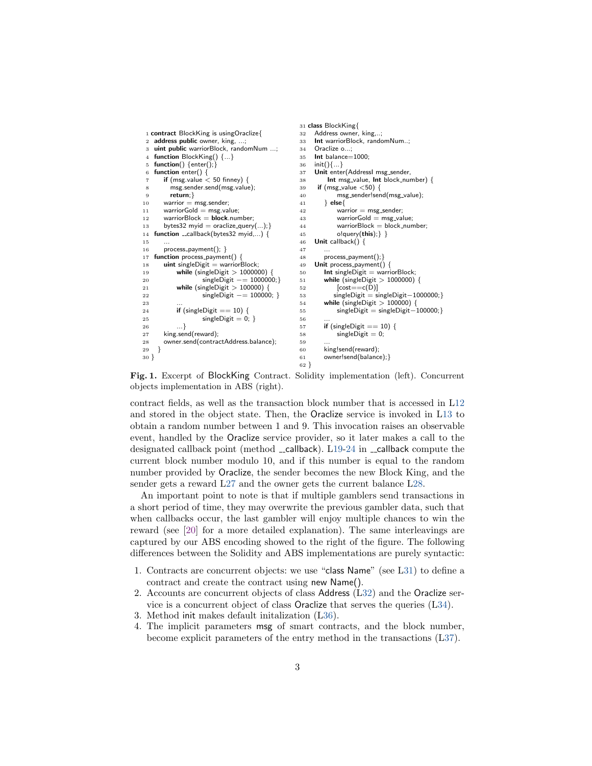```
1 contract BlockKing is usingOraclize{
2   address public owner, king, ...;
3   uint public warriorBlock, randomNum ...;
4   function BlockKing() {...}
5   function() {enter();}
6   function enter() {
7       if (msg.value < 50 finney) {
8           msg.sender.send(msg.value);
9           return;}
10      warrior = msg.sender;
11      warriorGold = msg.value;
12      warriorBlock = block.number;
13      bytes32 myid = oraclize_query(...);}
14  function __callback(bytes32 myid,...) {
15      ...
16      process_payment(); }
17  function process_payment() {
18      uint singleDigit = warriorBlock;
19          while (singleDigit > 1000000) {
20                  singleDigit −= 1000000;}
21          while (singleDigit > 100000) {
22                  singleDigit −= 100000; }
23          ...
24          if (singleDigit == 10) {
25                  singleDigit = 0; }
26          ...}
27      king.send(reward);
28      owner.send(contractAddress.balance);
29  }
30 }
```

```
31 class BlockKing{
32   Address owner, king,..;
33   Int warriorBlock, randomNum..;
34   Oraclize o...;
35   Int balance=1000;
36   init(){...}
37   Unit enter(AddressI msg_sender,
38        Int msg_value, Int block_number) {
39    if (msg_value <50) {
40           msg_sender!send(msg_value);
41       } else{
42           warrior = msg_sender;
43           warriorGold = msg_value;
44           warriorBlock = block_number;
45           o!query(this);} }
46   Unit callback() {
47       ...
48       process_payment();}
49   Unit process_payment() {
50       Int singleDigit = warriorBlock;
51       while (singleDigit > 1000000) {
52           [cost==c(D)]
53          singleDigit = singleDigit−1000000;}
54       while (singleDigit > 100000) {
55           singleDigit = singleDigit−100000;}
56       ...
57       if (singleDigit == 10) {
58           singleDigit = 0;
59       ...
60       king!send(reward);
61       owner!send(balance);}
62 }
```

**Fig. 1.** Excerpt of BlockKing Contract. Solidity implementation (left). Concurrent objects implementation in ABS (right).

contract fields, as well as the transaction block number that is accessed in L12 and stored in the object state. Then, the Oraclize service is invoked in L13 to obtain a random number between 1 and 9. This invocation raises an observable event, handled by the Oraclize service provider, so it later makes a call to the designated callback point (method __callback). L19-24 in __callback compute the current block number modulo 10, and if this number is equal to the random number provided by Oraclize, the sender becomes the new Block King, and the sender gets a reward L27 and the owner gets the current balance L28.

An important point to note is that if multiple gamblers send transactions in a short period of time, they may overwrite the previous gambler data, such that when callbacks occur, the last gambler will enjoy multiple chances to win the reward (see [20] for a more detailed explanation). The same interleavings are captured by our ABS encoding showed to the right of the figure. The following differences between the Solidity and ABS implementations are purely syntactic:

1. Contracts are concurrent objects: we use "class Name" (see L31) to define a contract and create the contract using new Name().
2. Accounts are concurrent objects of class Address (L32) and the Oraclize service is a concurrent object of class Oraclize that serves the queries (L34).
3. Method init makes default initalization (L36).
4. The implicit parameters msg of smart contracts, and the block number, become explicit parameters of the entry method in the transactions (L37).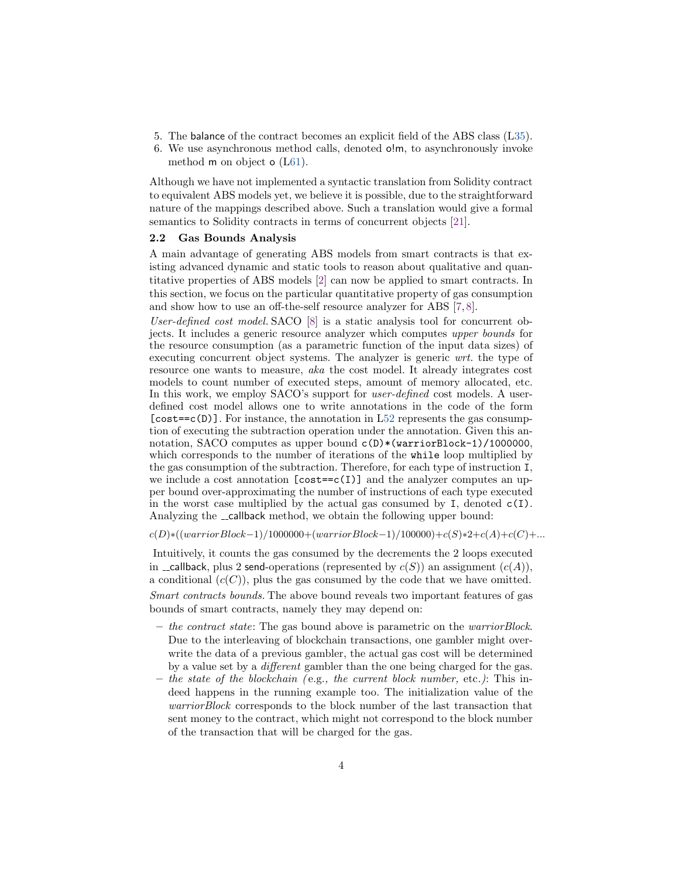5. The balance of the contract becomes an explicit field of the ABS class (L35).
6. We use asynchronous method calls, denoted o!m, to asynchronously invoke method m on object o (L61).

Although we have not implemented a syntactic translation from Solidity contract to equivalent ABS models yet, we believe it is possible, due to the straightforward nature of the mappings described above. Such a translation would give a formal semantics to Solidity contracts in terms of concurrent objects [21].

### 2.2 Gas Bounds Analysis

A main advantage of generating ABS models from smart contracts is that existing advanced dynamic and static tools to reason about qualitative and quantitative properties of ABS models [2] can now be applied to smart contracts. In this section, we focus on the particular quantitative property of gas consumption and show how to use an off-the-self resource analyzer for ABS [7, 8].

*User-defined cost model.* SACO [8] is a static analysis tool for concurrent objects. It includes a generic resource analyzer which computes *upper bounds* for the resource consumption (as a parametric function of the input data sizes) of executing concurrent object systems. The analyzer is generic *wrt.* the type of resource one wants to measure, *aka* the cost model. It already integrates cost models to count number of executed steps, amount of memory allocated, etc. In this work, we employ SACO's support for *user-defined* cost models. A user-defined cost model allows one to write annotations in the code of the form `[cost==c(D)]`. For instance, the annotation in L52 represents the gas consumption of executing the subtraction operation under the annotation. Given this annotation, SACO computes as upper bound `c(D)*(warriorBlock-1)/1000000`, which corresponds to the number of iterations of the `while` loop multiplied by the gas consumption of the subtraction. Therefore, for each type of instruction `I`, we include a cost annotation `[cost==c(I)]` and the analyzer computes an upper bound over-approximating the number of instructions of each type executed in the worst case multiplied by the actual gas consumed by `I`, denoted `c(I)`. Analyzing the __callback method, we obtain the following upper bound:

$c(D){*}((warriorBlock{-}1)/1000000{+}(warriorBlock{-}1)/100000){+}c(S){*}2{+}c(A){+}c(C){+}...$

Intuitively, it counts the gas consumed by the decrements the 2 loops executed in __callback, plus 2 send-operations (represented by $c(S)$) an assignment ($c(A)$), a conditional ($c(C)$), plus the gas consumed by the code that we have omitted.

*Smart contracts bounds.* The above bound reveals two important features of gas bounds of smart contracts, namely they may depend on:

- *the contract state*: The gas bound above is parametric on the *warriorBlock*. Due to the interleaving of blockchain transactions, one gambler might overwrite the data of a previous gambler, the actual gas cost will be determined by a value set by a *different* gambler than the one being charged for the gas.
- *the state of the blockchain (*e.g.*, the current block number,* etc.*)*: This indeed happens in the running example too. The initialization value of the *warriorBlock* corresponds to the block number of the last transaction that sent money to the contract, which might not correspond to the block number of the transaction that will be charged for the gas.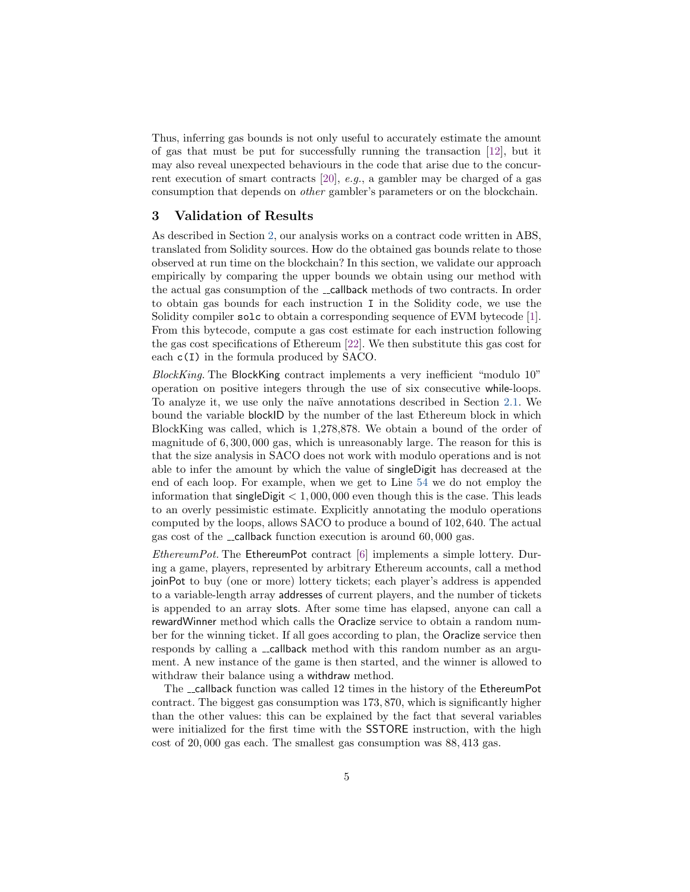Thus, inferring gas bounds is not only useful to accurately estimate the amount of gas that must be put for successfully running the transaction [12], but it may also reveal unexpected behaviours in the code that arise due to the concurrent execution of smart contracts [20], *e.g.*, a gambler may be charged of a gas consumption that depends on *other* gambler's parameters or on the blockchain.

## 3 Validation of Results

As described in Section 2, our analysis works on a contract code written in ABS, translated from Solidity sources. How do the obtained gas bounds relate to those observed at run time on the blockchain? In this section, we validate our approach empirically by comparing the upper bounds we obtain using our method with the actual gas consumption of the __callback methods of two contracts. In order to obtain gas bounds for each instruction `I` in the Solidity code, we use the Solidity compiler `solc` to obtain a corresponding sequence of EVM bytecode [1]. From this bytecode, compute a gas cost estimate for each instruction following the gas cost specifications of Ethereum [22]. We then substitute this gas cost for each `c(I)` in the formula produced by SACO.

*BlockKing.* The BlockKing contract implements a very inefficient "modulo 10" operation on positive integers through the use of six consecutive while-loops. To analyze it, we use only the naïve annotations described in Section 2.1. We bound the variable blockID by the number of the last Ethereum block in which BlockKing was called, which is 1,278,878. We obtain a bound of the order of magnitude of $6,300,000$ gas, which is unreasonably large. The reason for this is that the size analysis in SACO does not work with modulo operations and is not able to infer the amount by which the value of singleDigit has decreased at the end of each loop. For example, when we get to Line 54 we do not employ the information that singleDigit $< 1,000,000$ even though this is the case. This leads to an overly pessimistic estimate. Explicitly annotating the modulo operations computed by the loops, allows SACO to produce a bound of $102,640$. The actual gas cost of the __callback function execution is around $60,000$ gas.

*EthereumPot.* The EthereumPot contract [6] implements a simple lottery. During a game, players, represented by arbitrary Ethereum accounts, call a method joinPot to buy (one or more) lottery tickets; each player's address is appended to a variable-length array addresses of current players, and the number of tickets is appended to an array slots. After some time has elapsed, anyone can call a rewardWinner method which calls the Oraclize service to obtain a random number for the winning ticket. If all goes according to plan, the Oraclize service then responds by calling a __callback method with this random number as an argument. A new instance of the game is then started, and the winner is allowed to withdraw their balance using a withdraw method.

The __callback function was called 12 times in the history of the EthereumPot contract. The biggest gas consumption was $173,870$, which is significantly higher than the other values: this can be explained by the fact that several variables were initialized for the first time with the SSTORE instruction, with the high cost of $20,000$ gas each. The smallest gas consumption was $88,413$ gas.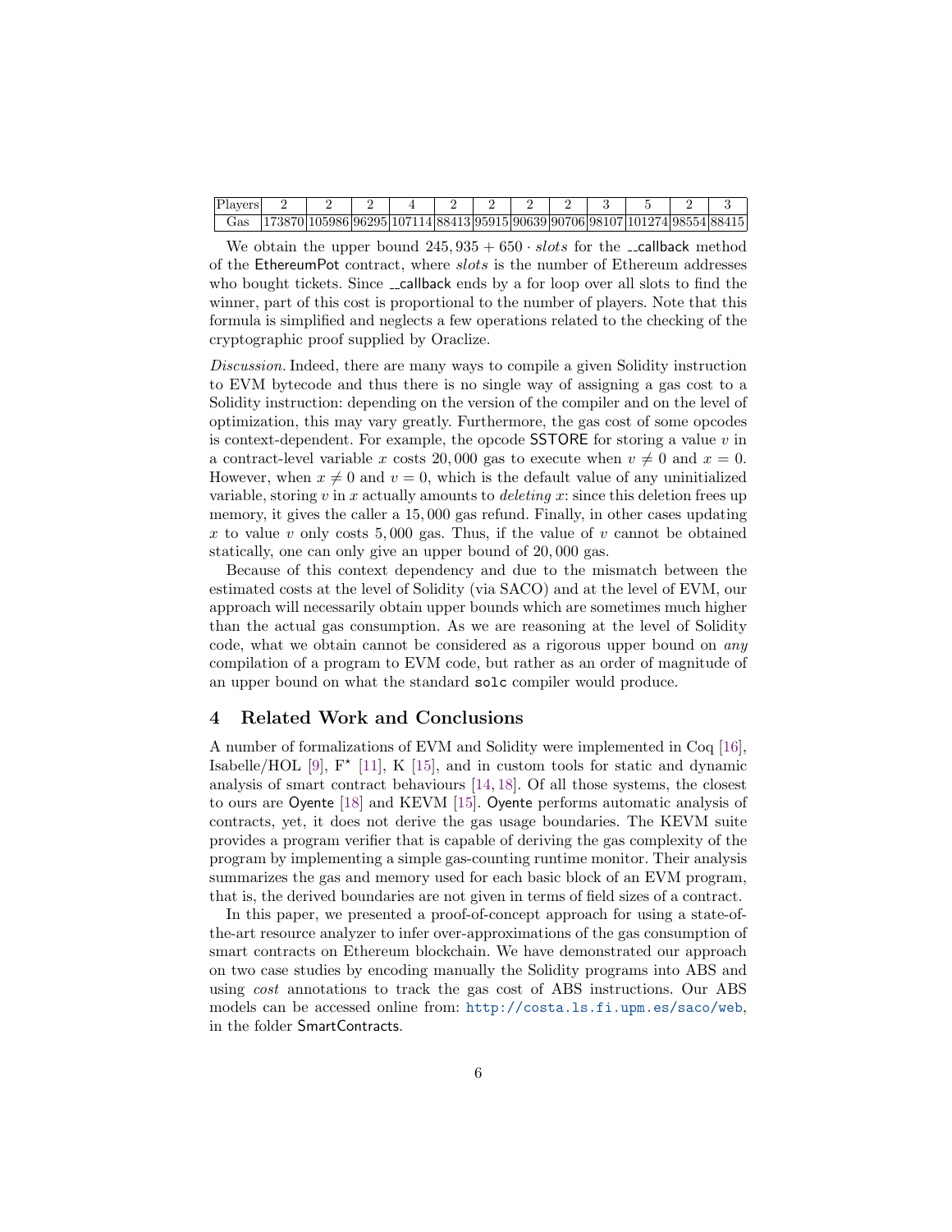| Players | 2 | 2 | 2 | 4 | 2 | 2 | 2 | 2 | 3 | 5 | 2 | 3 |
|---|---|---|---|---|---|---|---|---|---|---|---|---|
| Gas | 173870 | 105986 | 96295 | 107114 | 88413 | 95915 | 90639 | 90706 | 98107 | 101274 | 98554 | 88415 |

We obtain the upper bound $245,935 + 650 \cdot slots$ for the __callback method of the EthereumPot contract, where *slots* is the number of Ethereum addresses who bought tickets. Since __callback ends by a for loop over all slots to find the winner, part of this cost is proportional to the number of players. Note that this formula is simplified and neglects a few operations related to the checking of the cryptographic proof supplied by Oraclize.

*Discussion.* Indeed, there are many ways to compile a given Solidity instruction to EVM bytecode and thus there is no single way of assigning a gas cost to a Solidity instruction: depending on the version of the compiler and on the level of optimization, this may vary greatly. Furthermore, the gas cost of some opcodes is context-dependent. For example, the opcode SSTORE for storing a value $v$ in a contract-level variable $x$ costs $20,000$ gas to execute when $v \neq 0$ and $x = 0$. However, when $x \neq 0$ and $v = 0$, which is the default value of any uninitialized variable, storing $v$ in $x$ actually amounts to *deleting* $x$: since this deletion frees up memory, it gives the caller a $15,000$ gas refund. Finally, in other cases updating $x$ to value $v$ only costs $5,000$ gas. Thus, if the value of $v$ cannot be obtained statically, one can only give an upper bound of $20,000$ gas.

Because of this context dependency and due to the mismatch between the estimated costs at the level of Solidity (via SACO) and at the level of EVM, our approach will necessarily obtain upper bounds which are sometimes much higher than the actual gas consumption. As we are reasoning at the level of Solidity code, what we obtain cannot be considered as a rigorous upper bound on *any* compilation of a program to EVM code, but rather as an order of magnitude of an upper bound on what the standard `solc` compiler would produce.

## 4 Related Work and Conclusions

A number of formalizations of EVM and Solidity were implemented in Coq [16], Isabelle/HOL [9], F$^\star$ [11], K [15], and in custom tools for static and dynamic analysis of smart contract behaviours [14, 18]. Of all those systems, the closest to ours are Oyente [18] and KEVM [15]. Oyente performs automatic analysis of contracts, yet, it does not derive the gas usage boundaries. The KEVM suite provides a program verifier that is capable of deriving the gas complexity of the program by implementing a simple gas-counting runtime monitor. Their analysis summarizes the gas and memory used for each basic block of an EVM program, that is, the derived boundaries are not given in terms of field sizes of a contract.

In this paper, we presented a proof-of-concept approach for using a state-of-the-art resource analyzer to infer over-approximations of the gas consumption of smart contracts on Ethereum blockchain. We have demonstrated our approach on two case studies by encoding manually the Solidity programs into ABS and using *cost* annotations to track the gas cost of ABS instructions. Our ABS models can be accessed online from: http://costa.ls.fi.upm.es/saco/web, in the folder SmartContracts.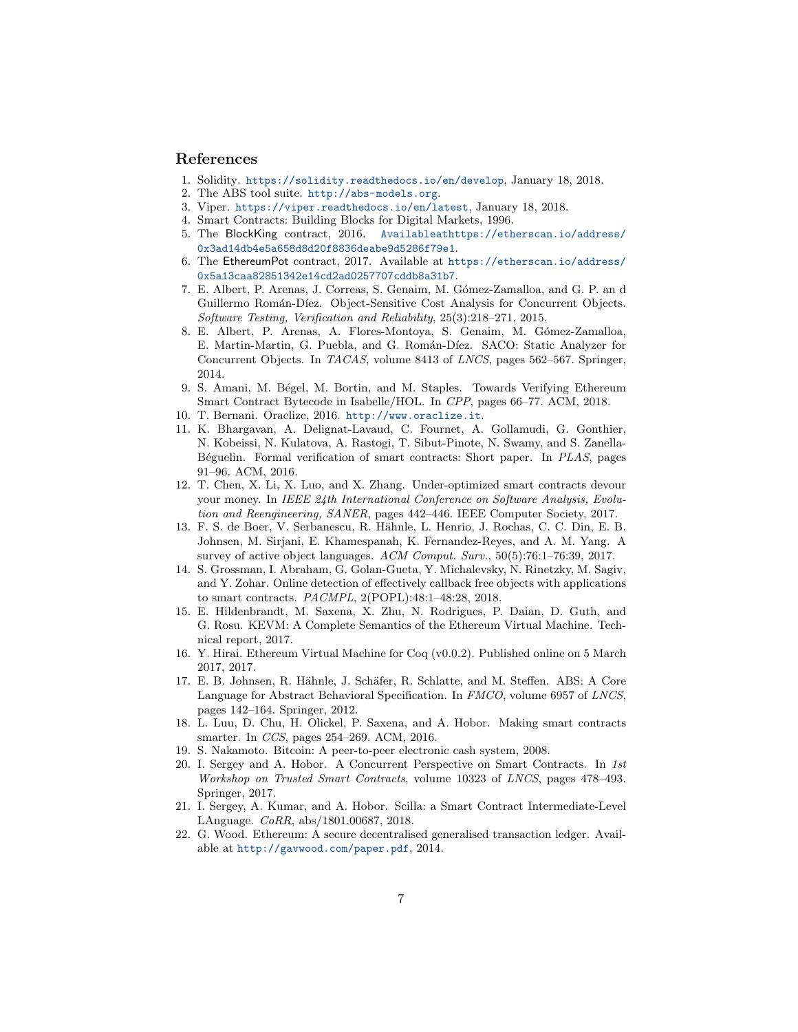## References

1. Solidity. https://solidity.readthedocs.io/en/develop, January 18, 2018.
2. The ABS tool suite. http://abs-models.org.
3. Viper. https://viper.readthedocs.io/en/latest, January 18, 2018.
4. Smart Contracts: Building Blocks for Digital Markets, 1996.
5. The BlockKing contract, 2016. Availableathttps://etherscan.io/address/0x3ad14db4e5a658d8d20f8836deabe9d5286f79e1.
6. The EthereumPot contract, 2017. Available at https://etherscan.io/address/0x5a13caa82851342e14cd2ad0257707cddb8a31b7.
7. E. Albert, P. Arenas, J. Correas, S. Genaim, M. Gómez-Zamalloa, and G. P. an d Guillermo Román-Díez. Object-Sensitive Cost Analysis for Concurrent Objects. *Software Testing, Verification and Reliability*, 25(3):218–271, 2015.
8. E. Albert, P. Arenas, A. Flores-Montoya, S. Genaim, M. Gómez-Zamalloa, E. Martin-Martin, G. Puebla, and G. Román-Díez. SACO: Static Analyzer for Concurrent Objects. In *TACAS*, volume 8413 of *LNCS*, pages 562–567. Springer, 2014.
9. S. Amani, M. Bégel, M. Bortin, and M. Staples. Towards Verifying Ethereum Smart Contract Bytecode in Isabelle/HOL. In *CPP*, pages 66–77. ACM, 2018.
10. T. Bernani. Oraclize, 2016. http://www.oraclize.it.
11. K. Bhargavan, A. Delignat-Lavaud, C. Fournet, A. Gollamudi, G. Gonthier, N. Kobeissi, N. Kulatova, A. Rastogi, T. Sibut-Pinote, N. Swamy, and S. Zanella-Béguelin. Formal verification of smart contracts: Short paper. In *PLAS*, pages 91–96. ACM, 2016.
12. T. Chen, X. Li, X. Luo, and X. Zhang. Under-optimized smart contracts devour your money. In *IEEE 24th International Conference on Software Analysis, Evolution and Reengineering, SANER*, pages 442–446. IEEE Computer Society, 2017.
13. F. S. de Boer, V. Serbanescu, R. Hähnle, L. Henrio, J. Rochas, C. C. Din, E. B. Johnsen, M. Sirjani, E. Khamespanah, K. Fernandez-Reyes, and A. M. Yang. A survey of active object languages. *ACM Comput. Surv.*, 50(5):76:1–76:39, 2017.
14. S. Grossman, I. Abraham, G. Golan-Gueta, Y. Michalevsky, N. Rinetzky, M. Sagiv, and Y. Zohar. Online detection of effectively callback free objects with applications to smart contracts. *PACMPL*, 2(POPL):48:1–48:28, 2018.
15. E. Hildenbrandt, M. Saxena, X. Zhu, N. Rodrigues, P. Daian, D. Guth, and G. Rosu. KEVM: A Complete Semantics of the Ethereum Virtual Machine. Technical report, 2017.
16. Y. Hirai. Ethereum Virtual Machine for Coq (v0.0.2). Published online on 5 March 2017, 2017.
17. E. B. Johnsen, R. Hähnle, J. Schäfer, R. Schlatte, and M. Steffen. ABS: A Core Language for Abstract Behavioral Specification. In *FMCO*, volume 6957 of *LNCS*, pages 142–164. Springer, 2012.
18. L. Luu, D. Chu, H. Olickel, P. Saxena, and A. Hobor. Making smart contracts smarter. In *CCS*, pages 254–269. ACM, 2016.
19. S. Nakamoto. Bitcoin: A peer-to-peer electronic cash system, 2008.
20. I. Sergey and A. Hobor. A Concurrent Perspective on Smart Contracts. In *1st Workshop on Trusted Smart Contracts*, volume 10323 of *LNCS*, pages 478–493. Springer, 2017.
21. I. Sergey, A. Kumar, and A. Hobor. Scilla: a Smart Contract Intermediate-Level LAnguage. *CoRR*, abs/1801.00687, 2018.
22. G. Wood. Ethereum: A secure decentralised generalised transaction ledger. Available at http://gavwood.com/paper.pdf, 2014.